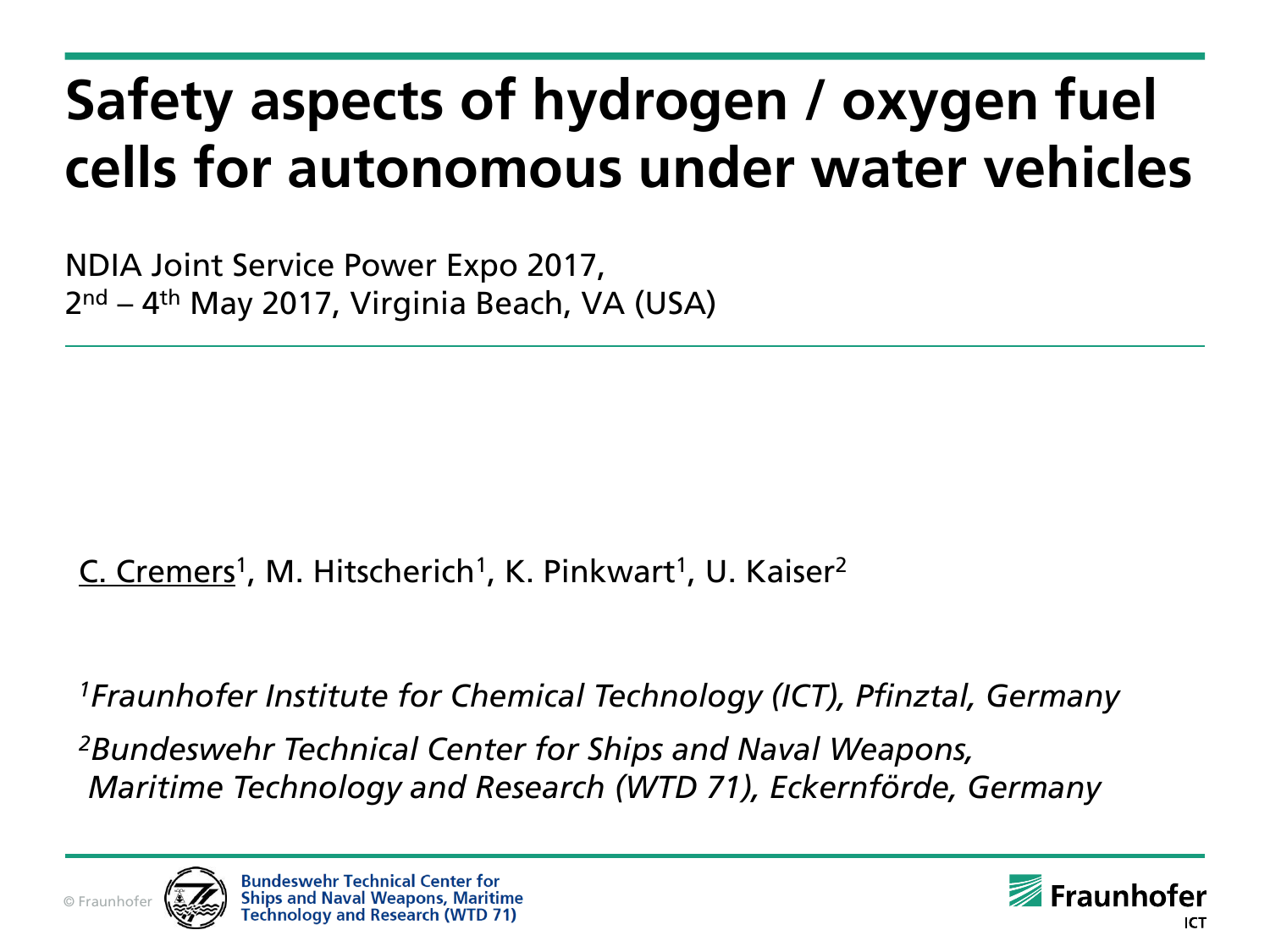# Safety aspects of hydrogen / oxygen fuel cells for autonomous under water vehicles

NDIA Joint Service Power Expo 2017,
2nd – 4th May 2017, Virginia Beach, VA (USA)

C. Cremers[1], M. Hitscherich[1], K. Pinkwart[1], U. Kaiser[2]

*[1]Fraunhofer Institute for Chemical Technology (ICT), Pfinztal, Germany*

*[2]Bundeswehr Technical Center for Ships and Naval Weapons, Maritime Technology and Research (WTD 71), Eckernförde, Germany*

Bundeswehr Technical Center for Ships and Naval Weapons, Maritime Technology and Research (WTD 71)

Fraunhofer ICT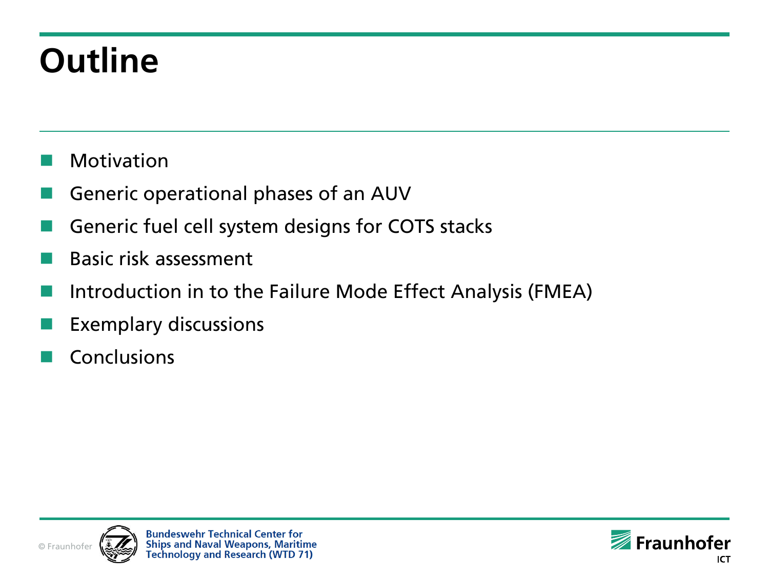# Outline

- Motivation
- Generic operational phases of an AUV
- Generic fuel cell system designs for COTS stacks
- Basic risk assessment
- Introduction in to the Failure Mode Effect Analysis (FMEA)
- Exemplary discussions
- Conclusions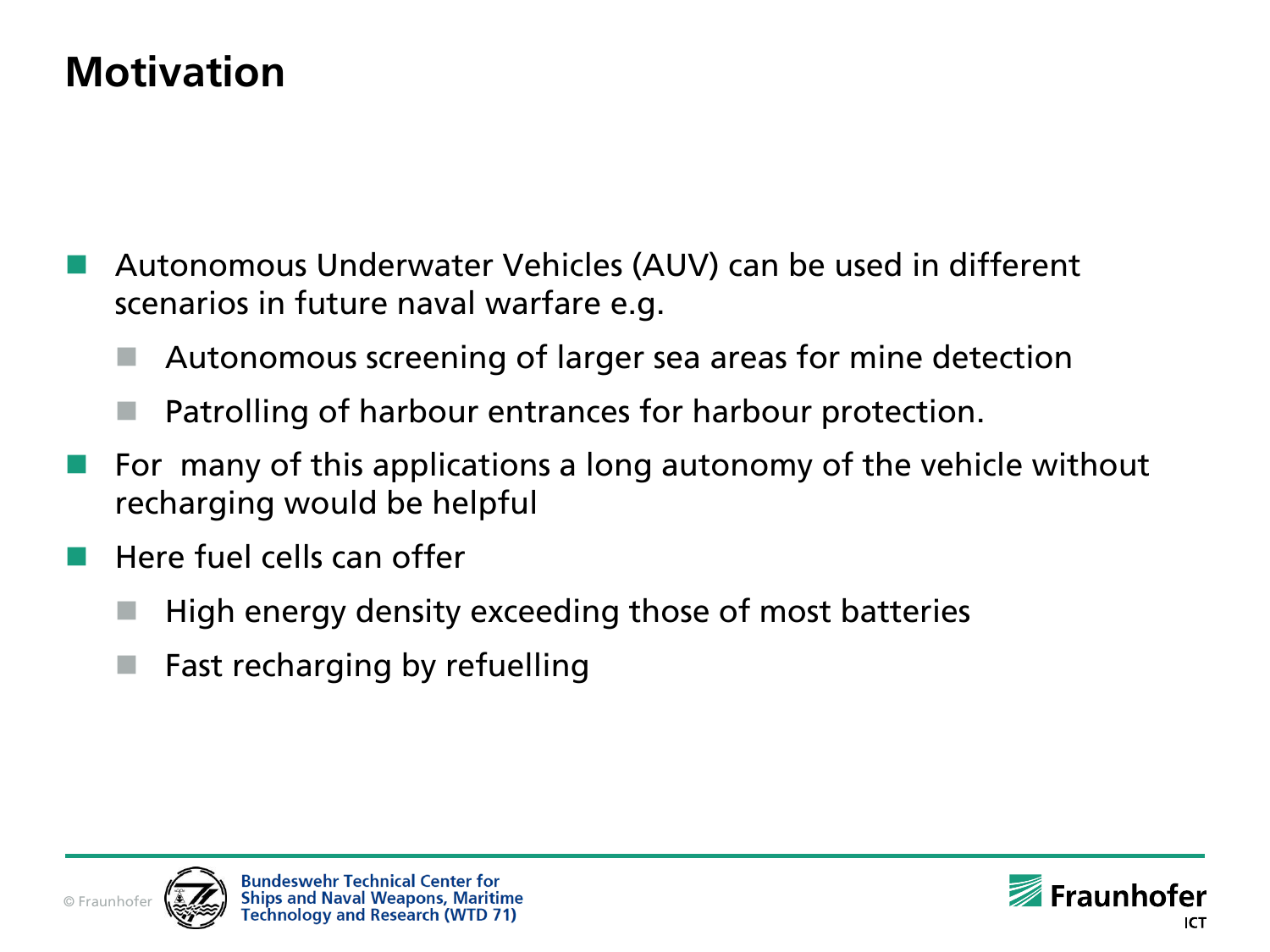# Motivation

- Autonomous Underwater Vehicles (AUV) can be used in different scenarios in future naval warfare e.g.
  - Autonomous screening of larger sea areas for mine detection
  - Patrolling of harbour entrances for harbour protection.
- For many of this applications a long autonomy of the vehicle without recharging would be helpful
- Here fuel cells can offer
  - High energy density exceeding those of most batteries
  - Fast recharging by refuelling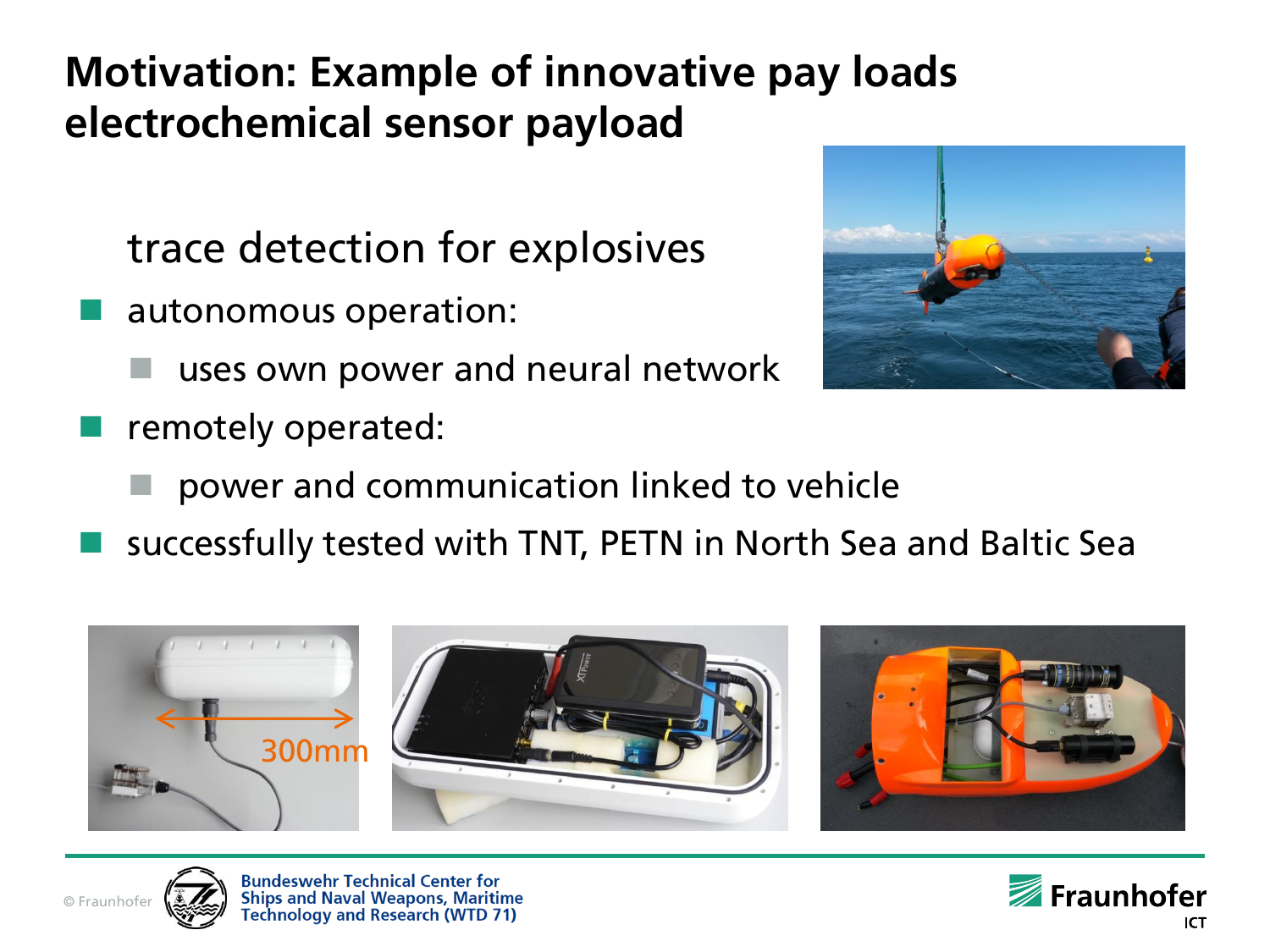# Motivation: Example of innovative pay loads electrochemical sensor payload

trace detection for explosives

- autonomous operation:
  - uses own power and neural network
- remotely operated:
  - power and communication linked to vehicle
- successfully tested with TNT, PETN in North Sea and Baltic Sea

300mm

Bundeswehr Technical Center for Ships and Naval Weapons, Maritime Technology and Research (WTD 71)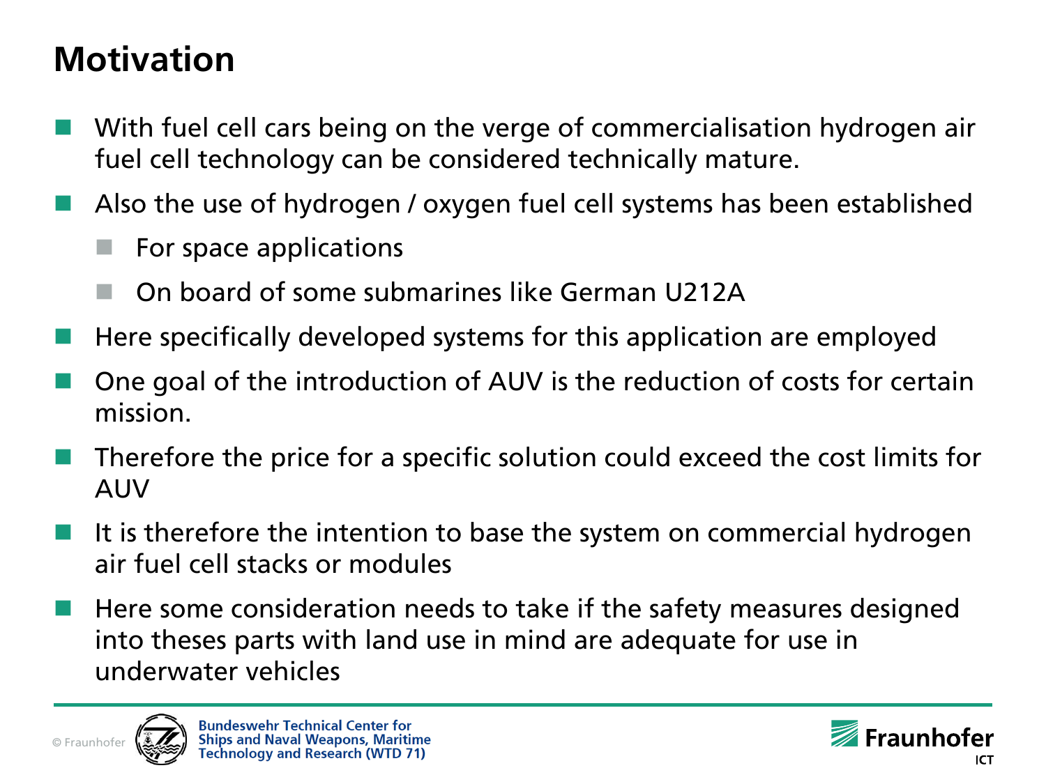# Motivation

- With fuel cell cars being on the verge of commercialisation hydrogen air fuel cell technology can be considered technically mature.
- Also the use of hydrogen / oxygen fuel cell systems has been established
  - For space applications
  - On board of some submarines like German U212A
- Here specifically developed systems for this application are employed
- One goal of the introduction of AUV is the reduction of costs for certain mission.
- Therefore the price for a specific solution could exceed the cost limits for AUV
- It is therefore the intention to base the system on commercial hydrogen air fuel cell stacks or modules
- Here some consideration needs to take if the safety measures designed into theses parts with land use in mind are adequate for use in underwater vehicles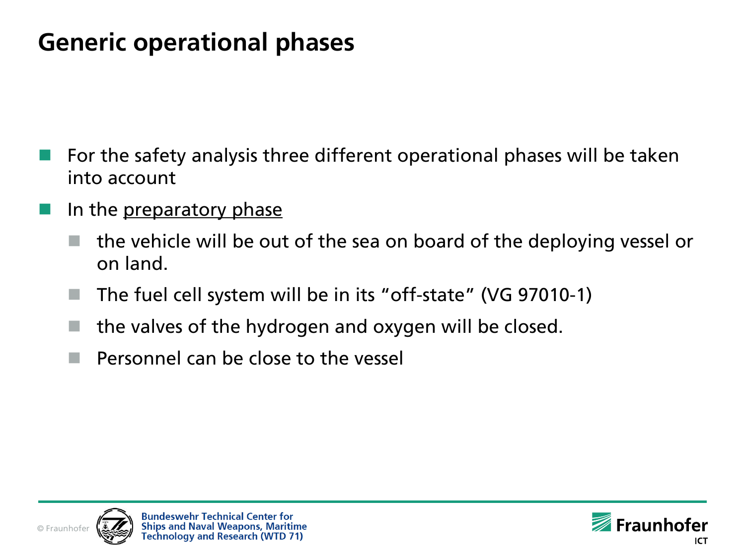# Generic operational phases

- For the safety analysis three different operational phases will be taken into account
- In the preparatory phase
  - the vehicle will be out of the sea on board of the deploying vessel or on land.
  - The fuel cell system will be in its "off-state" (VG 97010-1)
  - the valves of the hydrogen and oxygen will be closed.
  - Personnel can be close to the vessel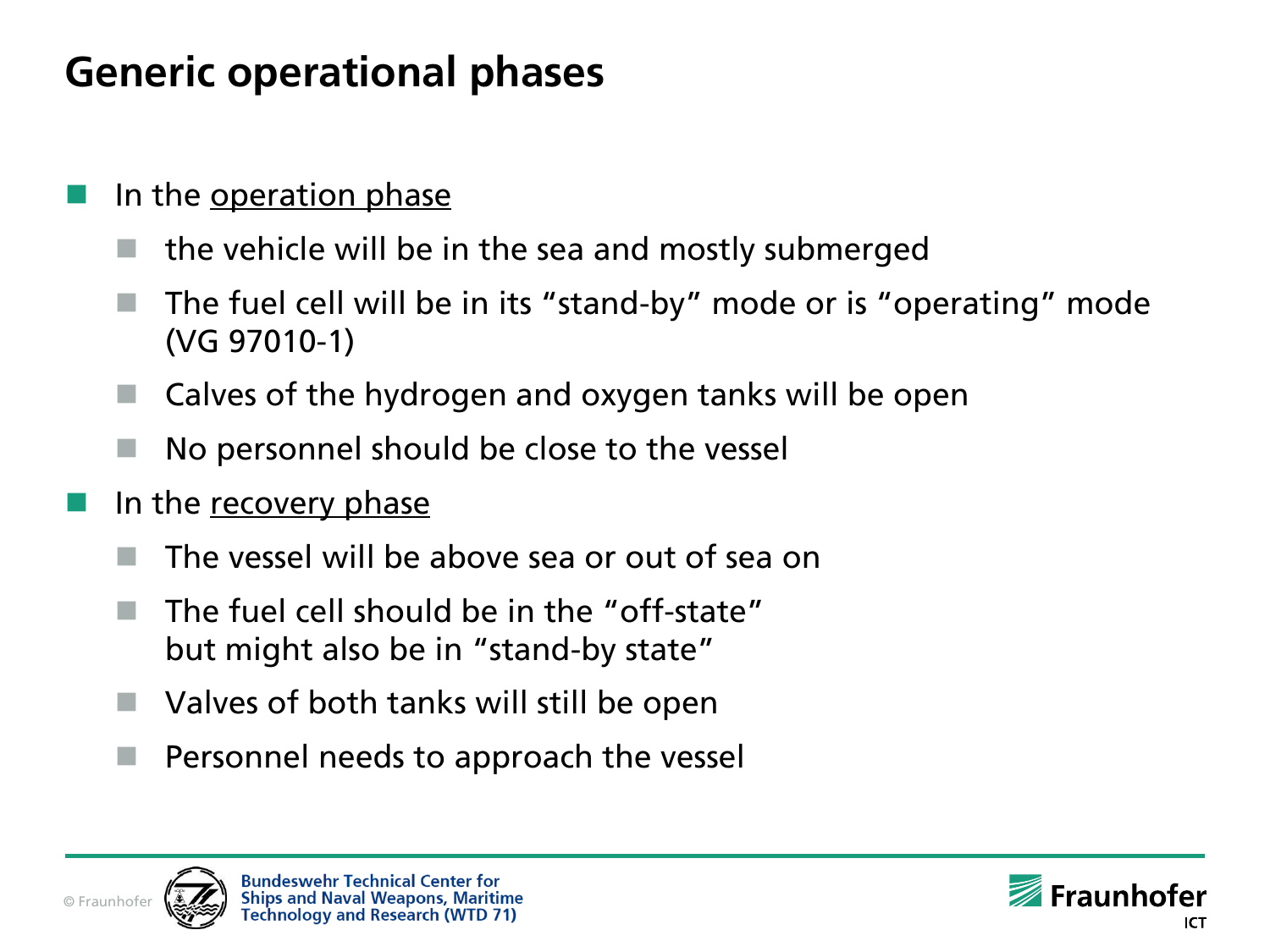# Generic operational phases

- In the operation phase
  - the vehicle will be in the sea and mostly submerged
  - The fuel cell will be in its “stand-by” mode or is “operating” mode (VG 97010-1)
  - Calves of the hydrogen and oxygen tanks will be open
  - No personnel should be close to the vessel
- In the recovery phase
  - The vessel will be above sea or out of sea on
  - The fuel cell should be in the “off-state” but might also be in “stand-by state”
  - Valves of both tanks will still be open
  - Personnel needs to approach the vessel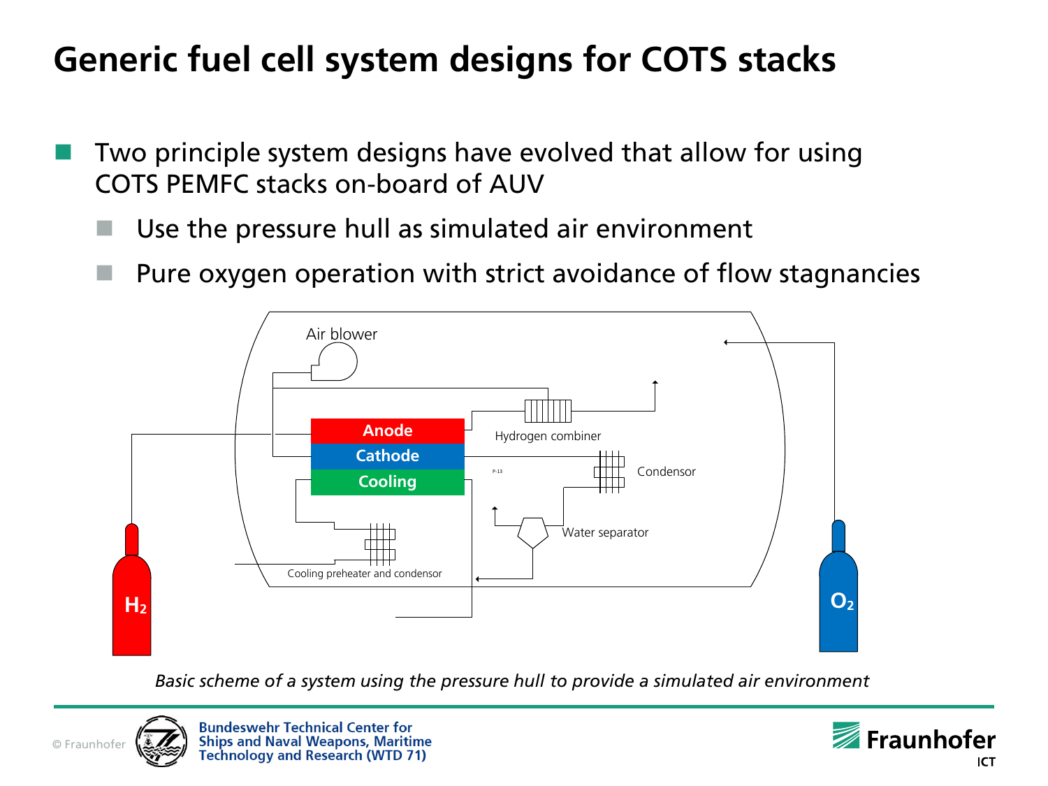# Generic fuel cell system designs for COTS stacks

- Two principle system designs have evolved that allow for using COTS PEMFC stacks on-board of AUV
  - Use the pressure hull as simulated air environment
  - Pure oxygen operation with strict avoidance of flow stagnancies

Air blower

Anode

Cathode

Cooling

Hydrogen combiner

Condensor

Water separator

Cooling preheater and condensor

$H_2$

$O_2$

*Basic scheme of a system using the pressure hull to provide a simulated air environment*

Bundeswehr Technical Center for Ships and Naval Weapons, Maritime Technology and Research (WTD 71)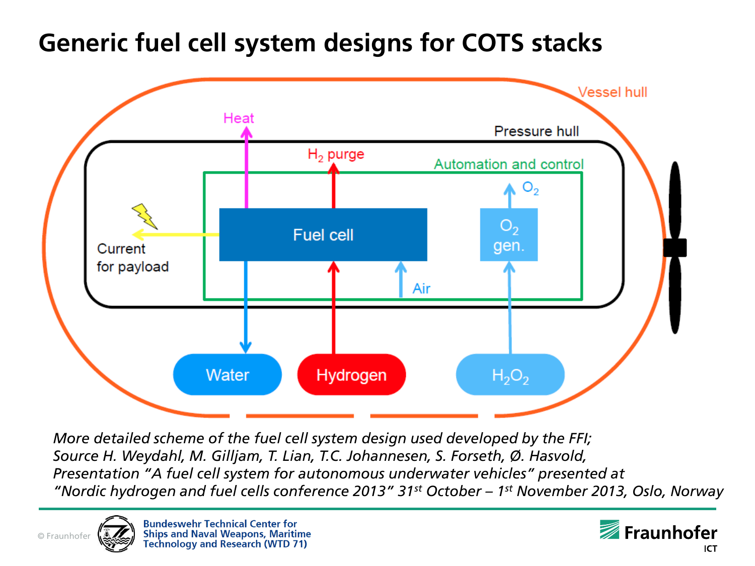# Generic fuel cell system designs for COTS stacks

Vessel hull

Pressure hull

Automation and control

Heat

$H_2$ purge

$O_2$

Current for payload

Fuel cell

$O_2$ gen.

Air

Water

Hydrogen

$H_2O_2$

*More detailed scheme of the fuel cell system design used developed by the FFI;*
*Source H. Weydahl, M. Gilljam, T. Lian, T.C. Johannesen, S. Forseth, Ø. Hasvold,*
*Presentation "A fuel cell system for autonomous underwater vehicles" presented at*
*"Nordic hydrogen and fuel cells conference 2013" 31st October – 1st November 2013, Oslo, Norway*

Bundeswehr Technical Center for Ships and Naval Weapons, Maritime Technology and Research (WTD 71)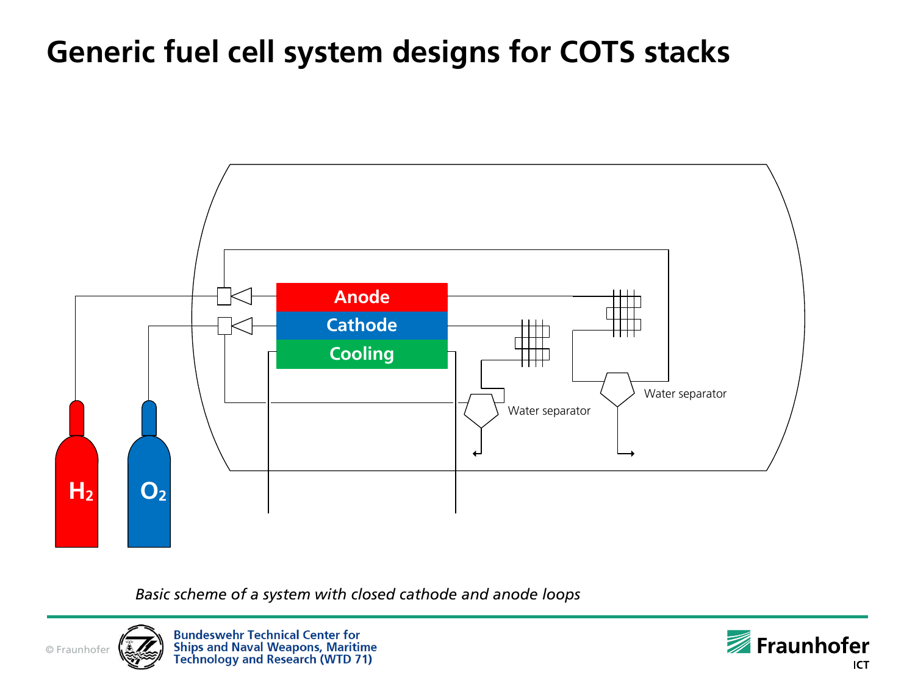# Generic fuel cell system designs for COTS stacks

Anode

Cathode

Cooling

Water separator

Water separator

$H_2$

$O_2$

*Basic scheme of a system with closed cathode and anode loops*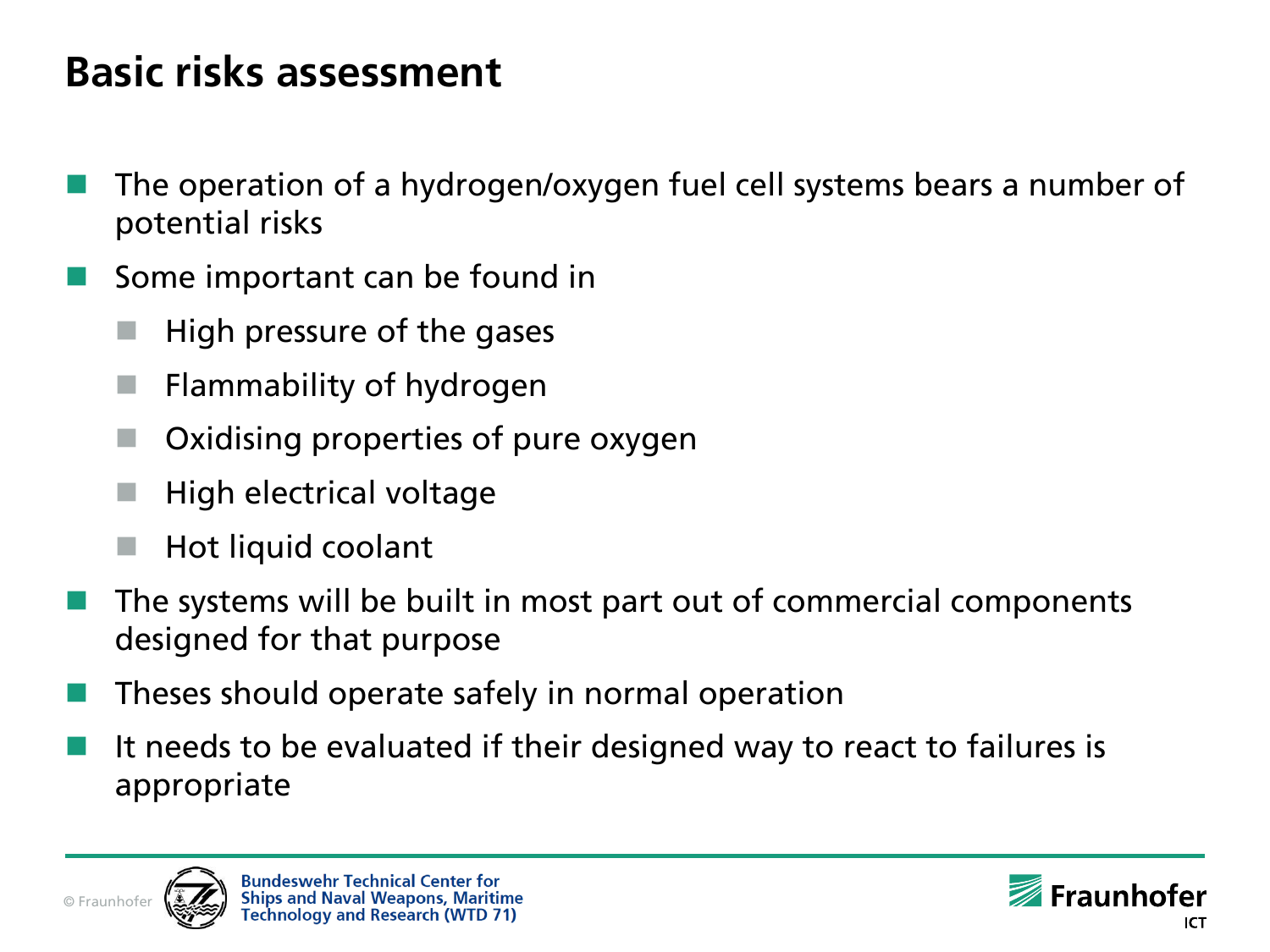# Basic risks assessment

- The operation of a hydrogen/oxygen fuel cell systems bears a number of potential risks
- Some important can be found in
  - High pressure of the gases
  - Flammability of hydrogen
  - Oxidising properties of pure oxygen
  - High electrical voltage
  - Hot liquid coolant
- The systems will be built in most part out of commercial components designed for that purpose
- Theses should operate safely in normal operation
- It needs to be evaluated if their designed way to react to failures is appropriate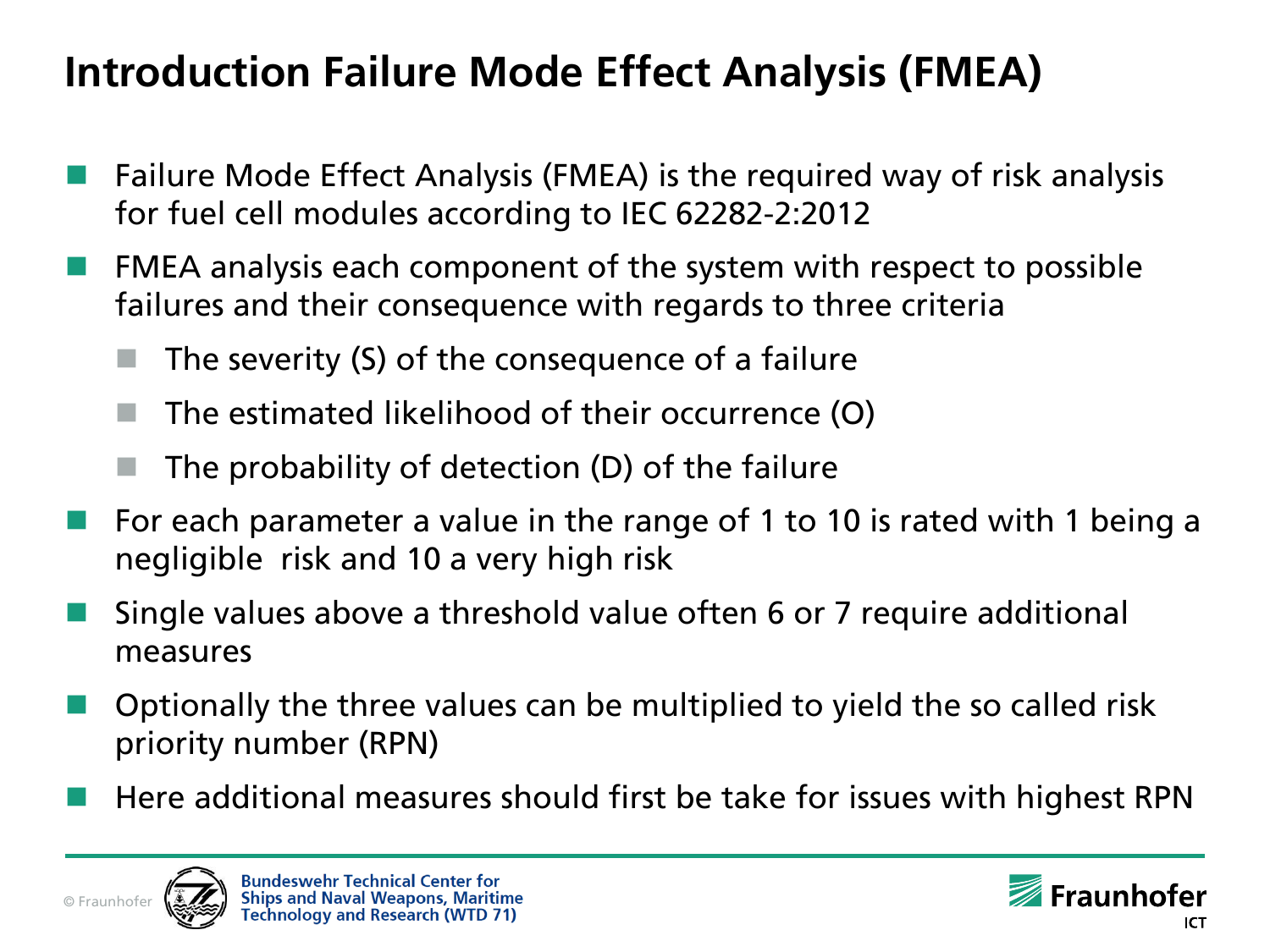# Introduction Failure Mode Effect Analysis (FMEA)

- Failure Mode Effect Analysis (FMEA) is the required way of risk analysis for fuel cell modules according to IEC 62282-2:2012
- FMEA analysis each component of the system with respect to possible failures and their consequence with regards to three criteria
  - The severity (S) of the consequence of a failure
  - The estimated likelihood of their occurrence (O)
  - The probability of detection (D) of the failure
- For each parameter a value in the range of 1 to 10 is rated with 1 being a negligible risk and 10 a very high risk
- Single values above a threshold value often 6 or 7 require additional measures
- Optionally the three values can be multiplied to yield the so called risk priority number (RPN)
- Here additional measures should first be take for issues with highest RPN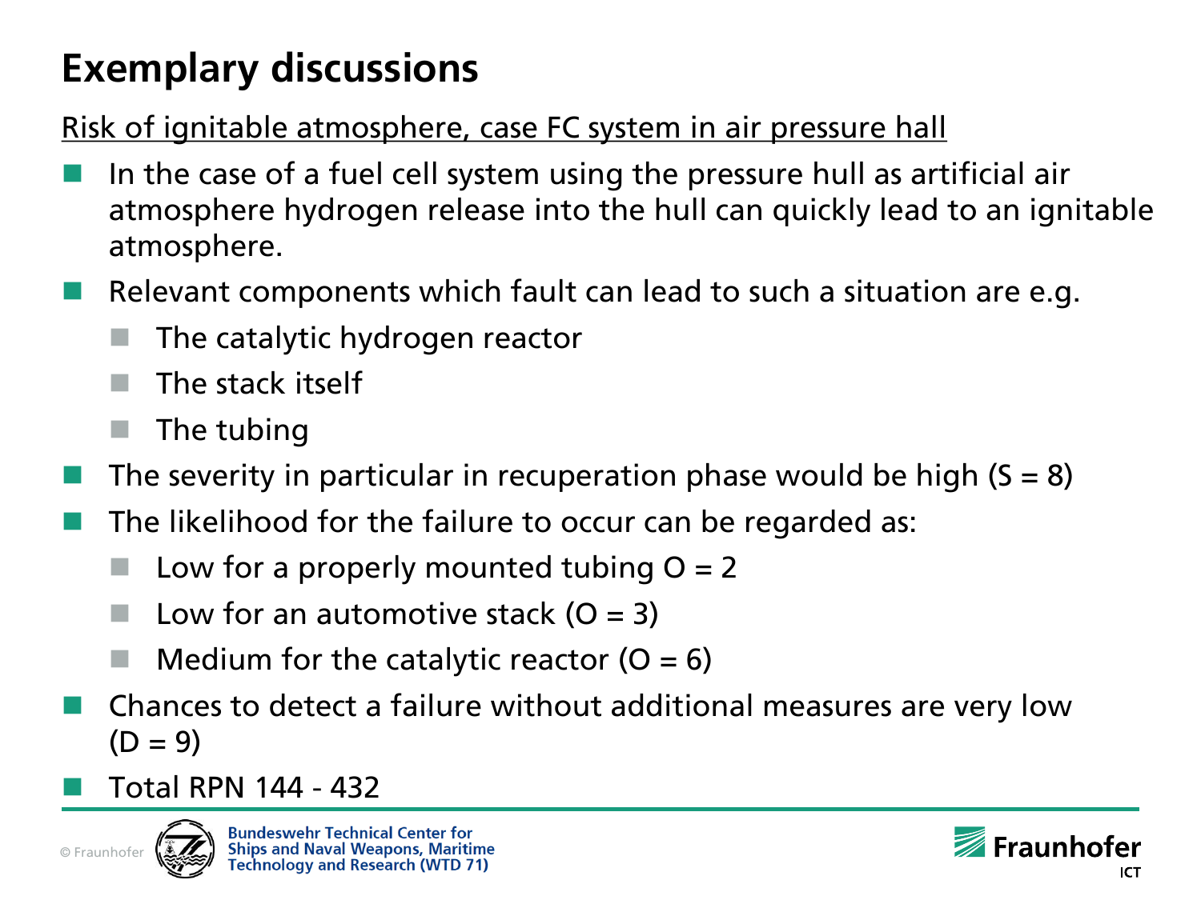# Exemplary discussions

Risk of ignitable atmosphere, case FC system in air pressure hall

- In the case of a fuel cell system using the pressure hull as artificial air atmosphere hydrogen release into the hull can quickly lead to an ignitable atmosphere.
- Relevant components which fault can lead to such a situation are e.g.
  - The catalytic hydrogen reactor
  - The stack itself
  - The tubing
- The severity in particular in recuperation phase would be high (S = 8)
- The likelihood for the failure to occur can be regarded as:
  - Low for a properly mounted tubing O = 2
  - Low for an automotive stack (O = 3)
  - Medium for the catalytic reactor (O = 6)
- Chances to detect a failure without additional measures are very low (D = 9)
- Total RPN 144 - 432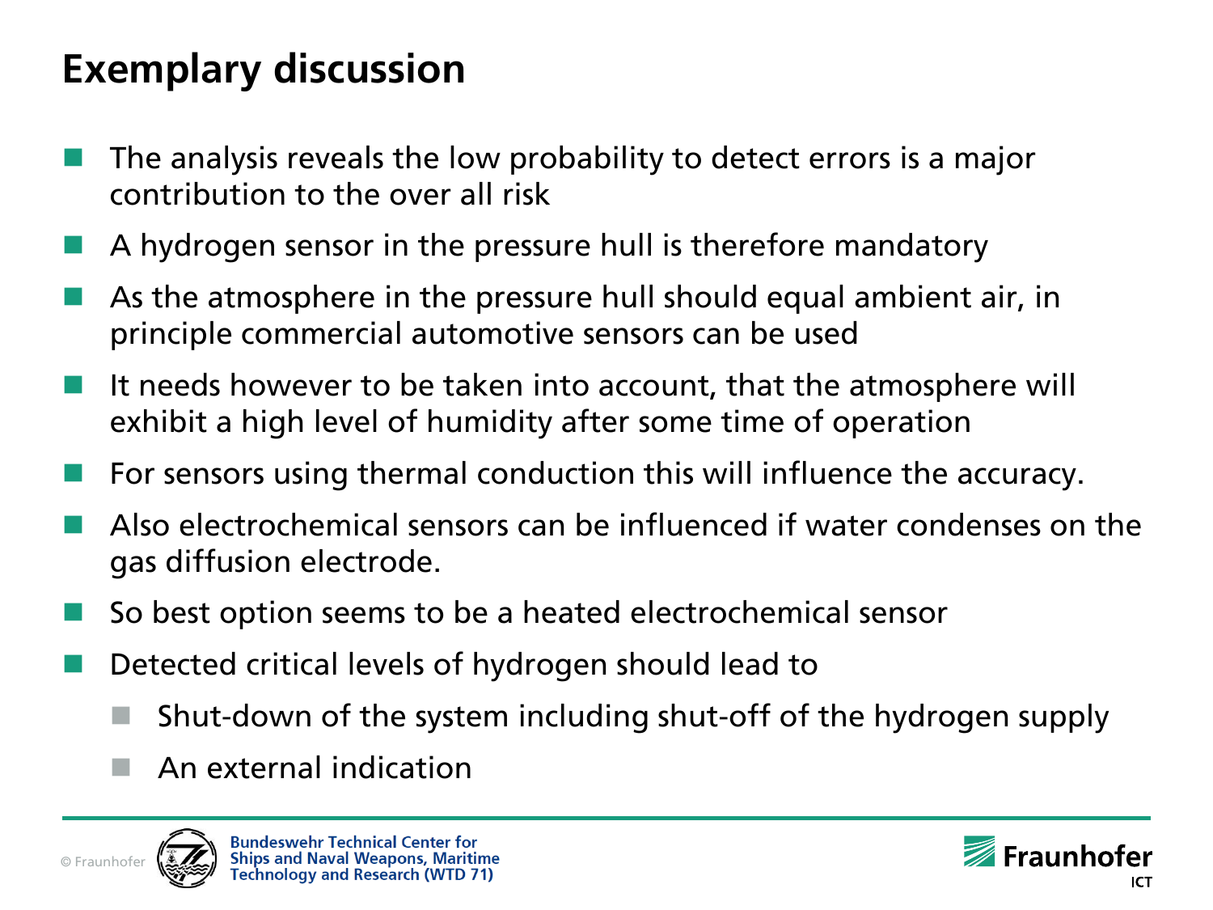# Exemplary discussion

- The analysis reveals the low probability to detect errors is a major contribution to the over all risk
- A hydrogen sensor in the pressure hull is therefore mandatory
- As the atmosphere in the pressure hull should equal ambient air, in principle commercial automotive sensors can be used
- It needs however to be taken into account, that the atmosphere will exhibit a high level of humidity after some time of operation
- For sensors using thermal conduction this will influence the accuracy.
- Also electrochemical sensors can be influenced if water condenses on the gas diffusion electrode.
- So best option seems to be a heated electrochemical sensor
- Detected critical levels of hydrogen should lead to
  - Shut-down of the system including shut-off of the hydrogen supply
  - An external indication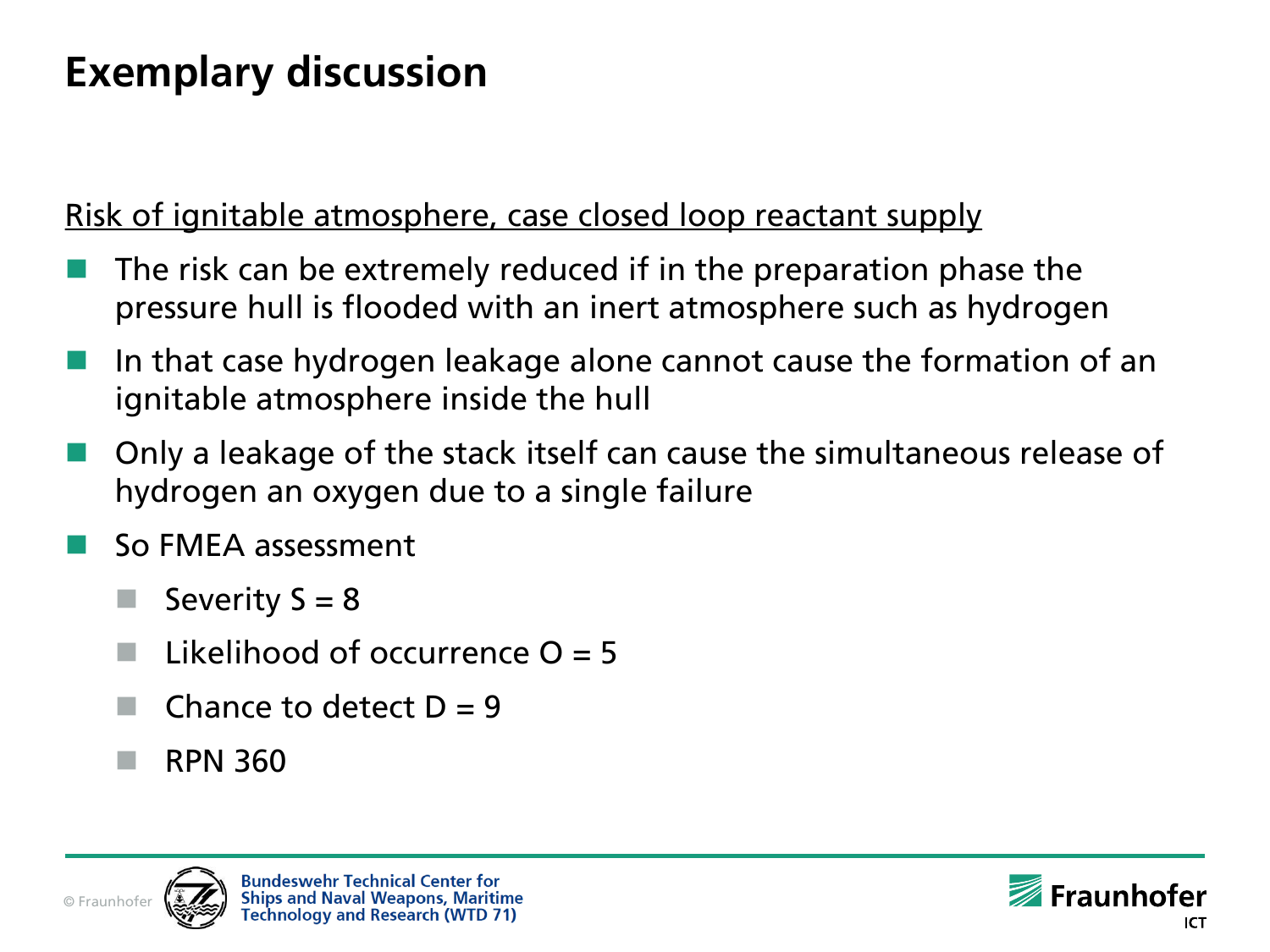# Exemplary discussion

Risk of ignitable atmosphere, case closed loop reactant supply

- The risk can be extremely reduced if in the preparation phase the pressure hull is flooded with an inert atmosphere such as hydrogen
- In that case hydrogen leakage alone cannot cause the formation of an ignitable atmosphere inside the hull
- Only a leakage of the stack itself can cause the simultaneous release of hydrogen an oxygen due to a single failure
- So FMEA assessment
  - Severity S = 8
  - Likelihood of occurrence O = 5
  - Chance to detect D = 9
  - RPN 360

Bundeswehr Technical Center for Ships and Naval Weapons, Maritime Technology and Research (WTD 71)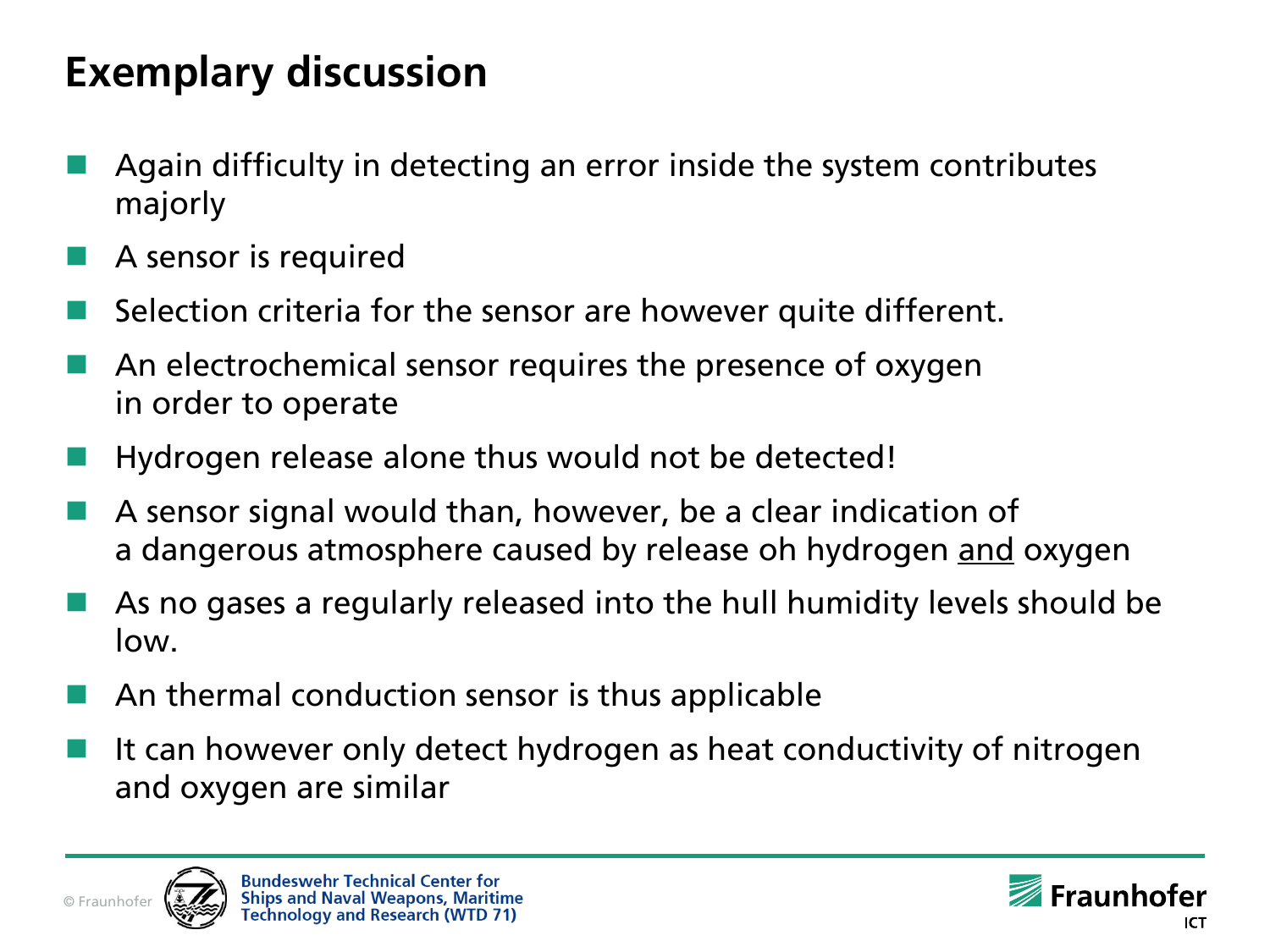# Exemplary discussion

- Again difficulty in detecting an error inside the system contributes majorly
- A sensor is required
- Selection criteria for the sensor are however quite different.
- An electrochemical sensor requires the presence of oxygen in order to operate
- Hydrogen release alone thus would not be detected!
- A sensor signal would than, however, be a clear indication of a dangerous atmosphere caused by release oh hydrogen <u>and</u> oxygen
- As no gases a regularly released into the hull humidity levels should be low.
- An thermal conduction sensor is thus applicable
- It can however only detect hydrogen as heat conductivity of nitrogen and oxygen are similar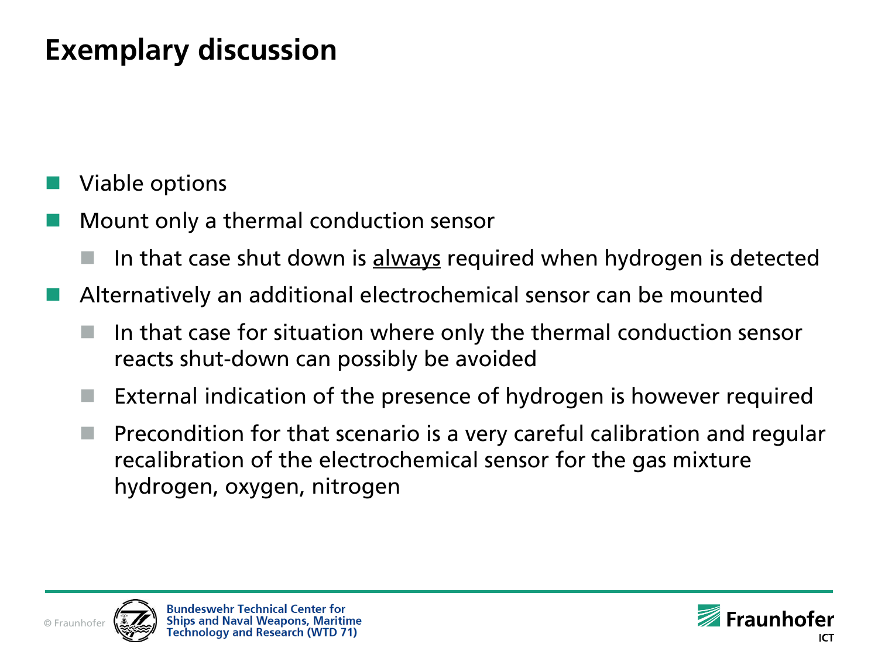# Exemplary discussion

- Viable options
- Mount only a thermal conduction sensor
  - In that case shut down is <u>always</u> required when hydrogen is detected
- Alternatively an additional electrochemical sensor can be mounted
  - In that case for situation where only the thermal conduction sensor reacts shut-down can possibly be avoided
  - External indication of the presence of hydrogen is however required
  - Precondition for that scenario is a very careful calibration and regular recalibration of the electrochemical sensor for the gas mixture hydrogen, oxygen, nitrogen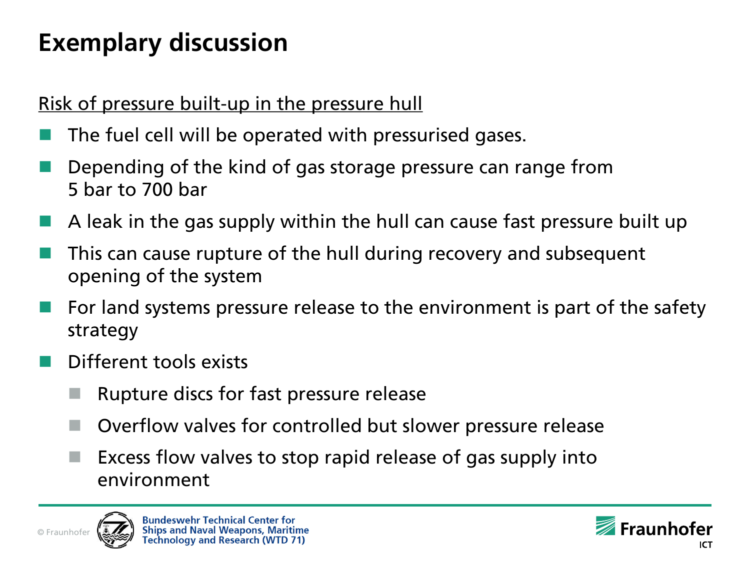# Exemplary discussion

Risk of pressure built-up in the pressure hull

- The fuel cell will be operated with pressurised gases.
- Depending of the kind of gas storage pressure can range from 5 bar to 700 bar
- A leak in the gas supply within the hull can cause fast pressure built up
- This can cause rupture of the hull during recovery and subsequent opening of the system
- For land systems pressure release to the environment is part of the safety strategy
- Different tools exists
  - Rupture discs for fast pressure release
  - Overflow valves for controlled but slower pressure release
  - Excess flow valves to stop rapid release of gas supply into environment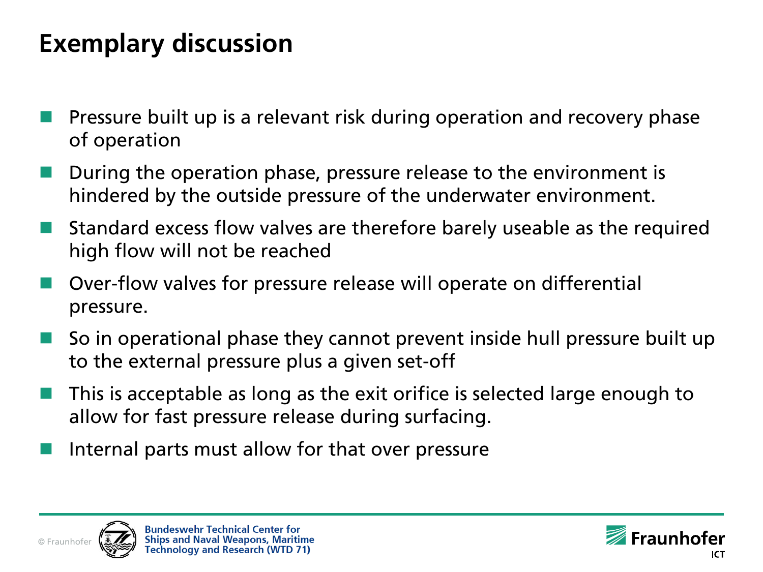# Exemplary discussion

- Pressure built up is a relevant risk during operation and recovery phase of operation
- During the operation phase, pressure release to the environment is hindered by the outside pressure of the underwater environment.
- Standard excess flow valves are therefore barely useable as the required high flow will not be reached
- Over-flow valves for pressure release will operate on differential pressure.
- So in operational phase they cannot prevent inside hull pressure built up to the external pressure plus a given set-off
- This is acceptable as long as the exit orifice is selected large enough to allow for fast pressure release during surfacing.
- Internal parts must allow for that over pressure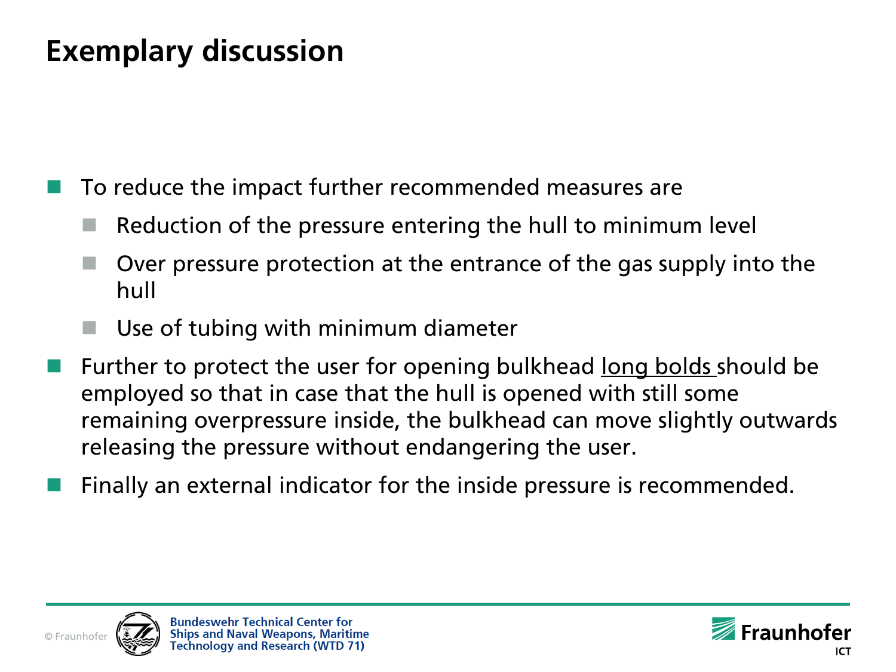# Exemplary discussion

- To reduce the impact further recommended measures are
  - Reduction of the pressure entering the hull to minimum level
  - Over pressure protection at the entrance of the gas supply into the hull
  - Use of tubing with minimum diameter
- Further to protect the user for opening bulkhead <u>long bolds </u>should be employed so that in case that the hull is opened with still some remaining overpressure inside, the bulkhead can move slightly outwards releasing the pressure without endangering the user.
- Finally an external indicator for the inside pressure is recommended.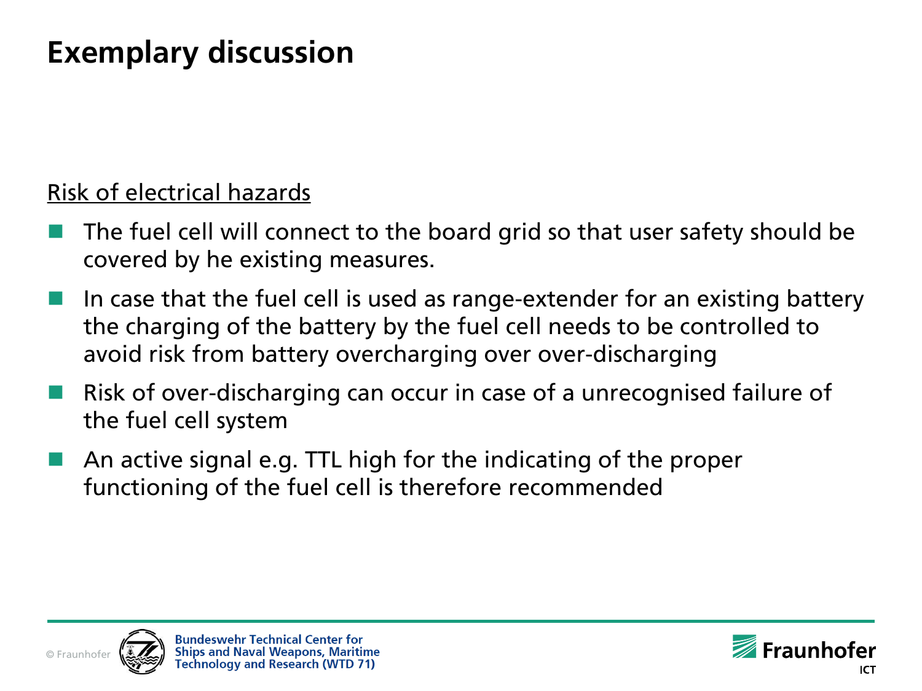# Exemplary discussion

Risk of electrical hazards

- The fuel cell will connect to the board grid so that user safety should be covered by he existing measures.
- In case that the fuel cell is used as range-extender for an existing battery the charging of the battery by the fuel cell needs to be controlled to avoid risk from battery overcharging over over-discharging
- Risk of over-discharging can occur in case of a unrecognised failure of the fuel cell system
- An active signal e.g. TTL high for the indicating of the proper functioning of the fuel cell is therefore recommended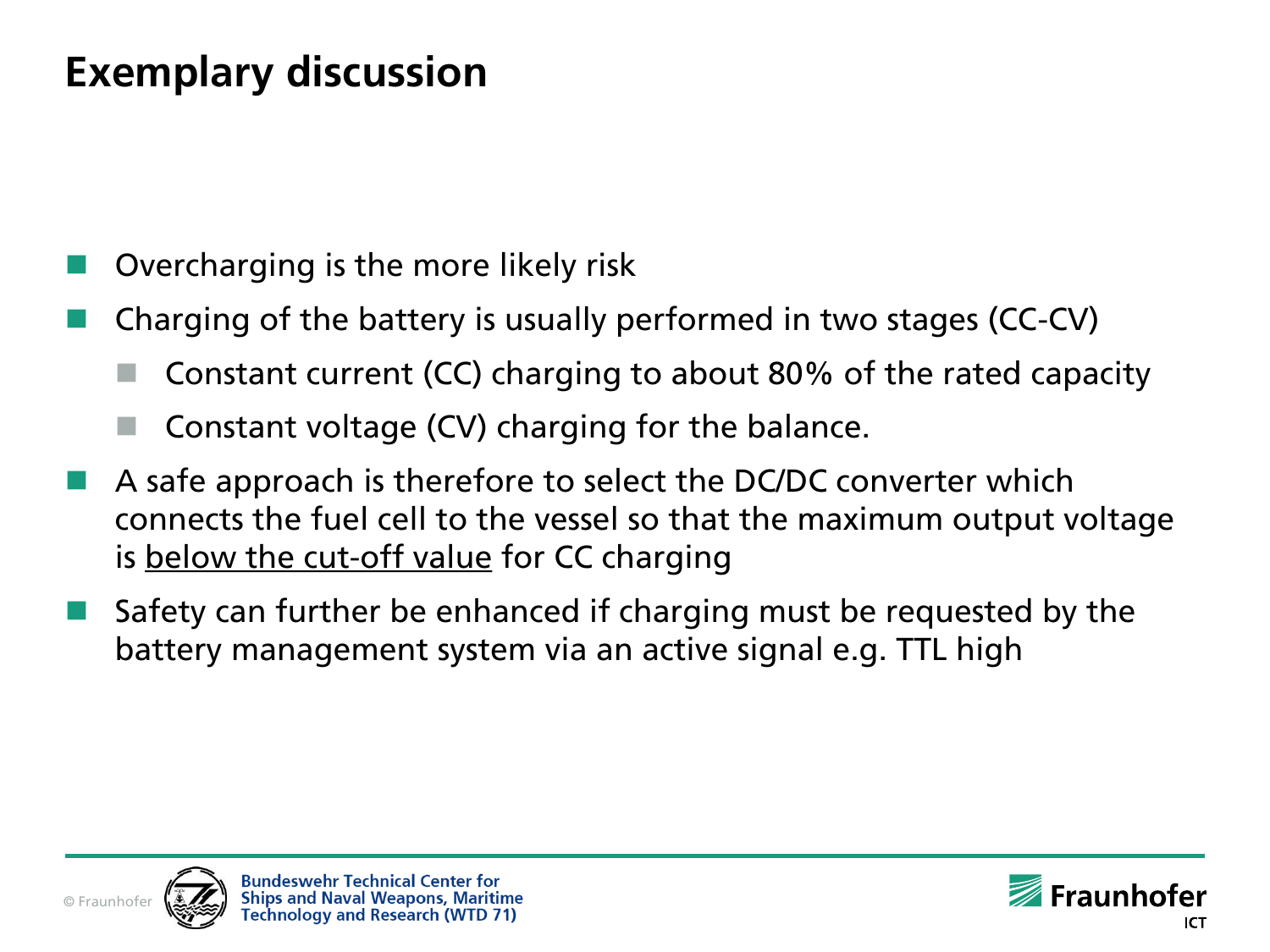# Exemplary discussion

- Overcharging is the more likely risk
- Charging of the battery is usually performed in two stages (CC-CV)
  - Constant current (CC) charging to about 80% of the rated capacity
  - Constant voltage (CV) charging for the balance.
- A safe approach is therefore to select the DC/DC converter which connects the fuel cell to the vessel so that the maximum output voltage is <u>below the cut-off value</u> for CC charging
- Safety can further be enhanced if charging must be requested by the battery management system via an active signal e.g. TTL high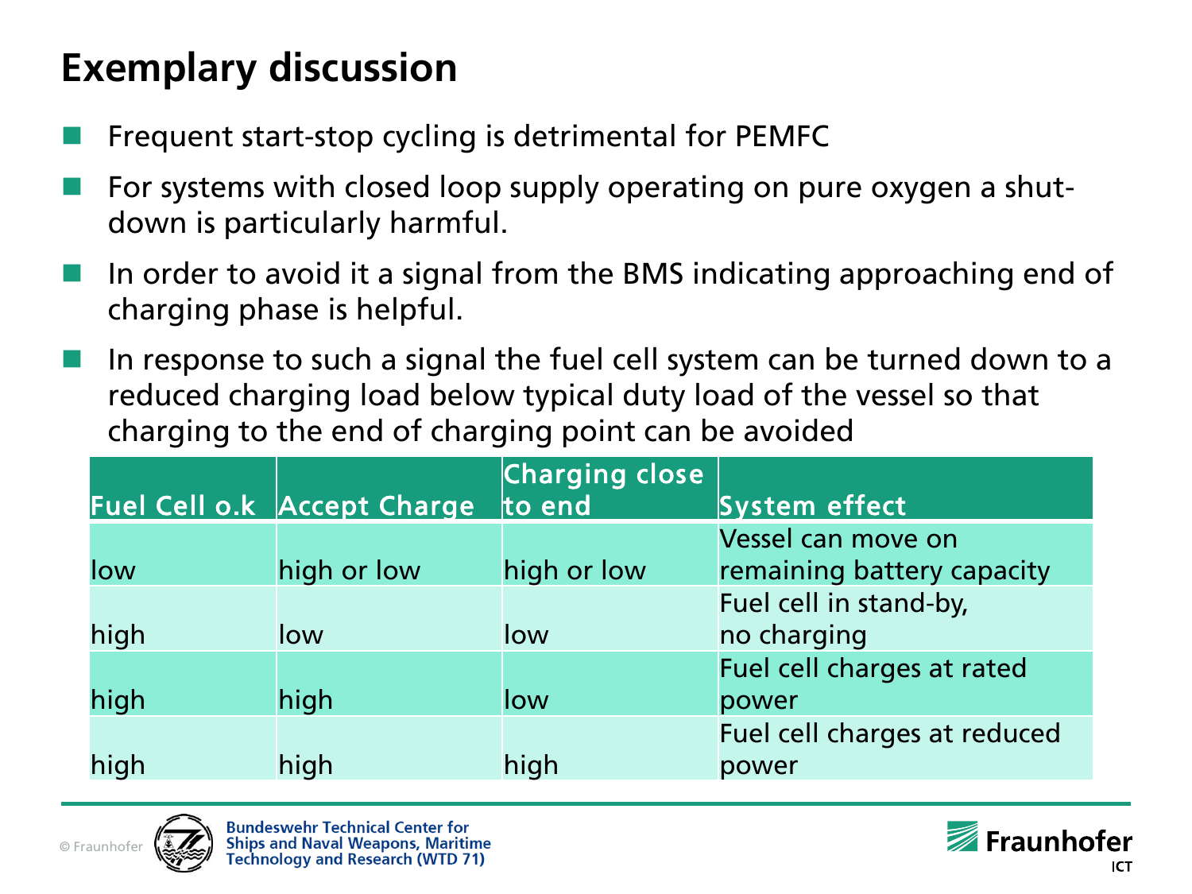# Exemplary discussion

- Frequent start-stop cycling is detrimental for PEMFC
- For systems with closed loop supply operating on pure oxygen a shut-down is particularly harmful.
- In order to avoid it a signal from the BMS indicating approaching end of charging phase is helpful.
- In response to such a signal the fuel cell system can be turned down to a reduced charging load below typical duty load of the vessel so that charging to the end of charging point can be avoided

| Fuel Cell o.k | Accept Charge | Charging close to end | System effect |
|---|---|---|---|
| low | high or low | high or low | Vessel can move on remaining battery capacity |
| high | low | low | Fuel cell in stand-by, no charging |
| high | high | low | Fuel cell charges at rated power |
| high | high | high | Fuel cell charges at reduced power |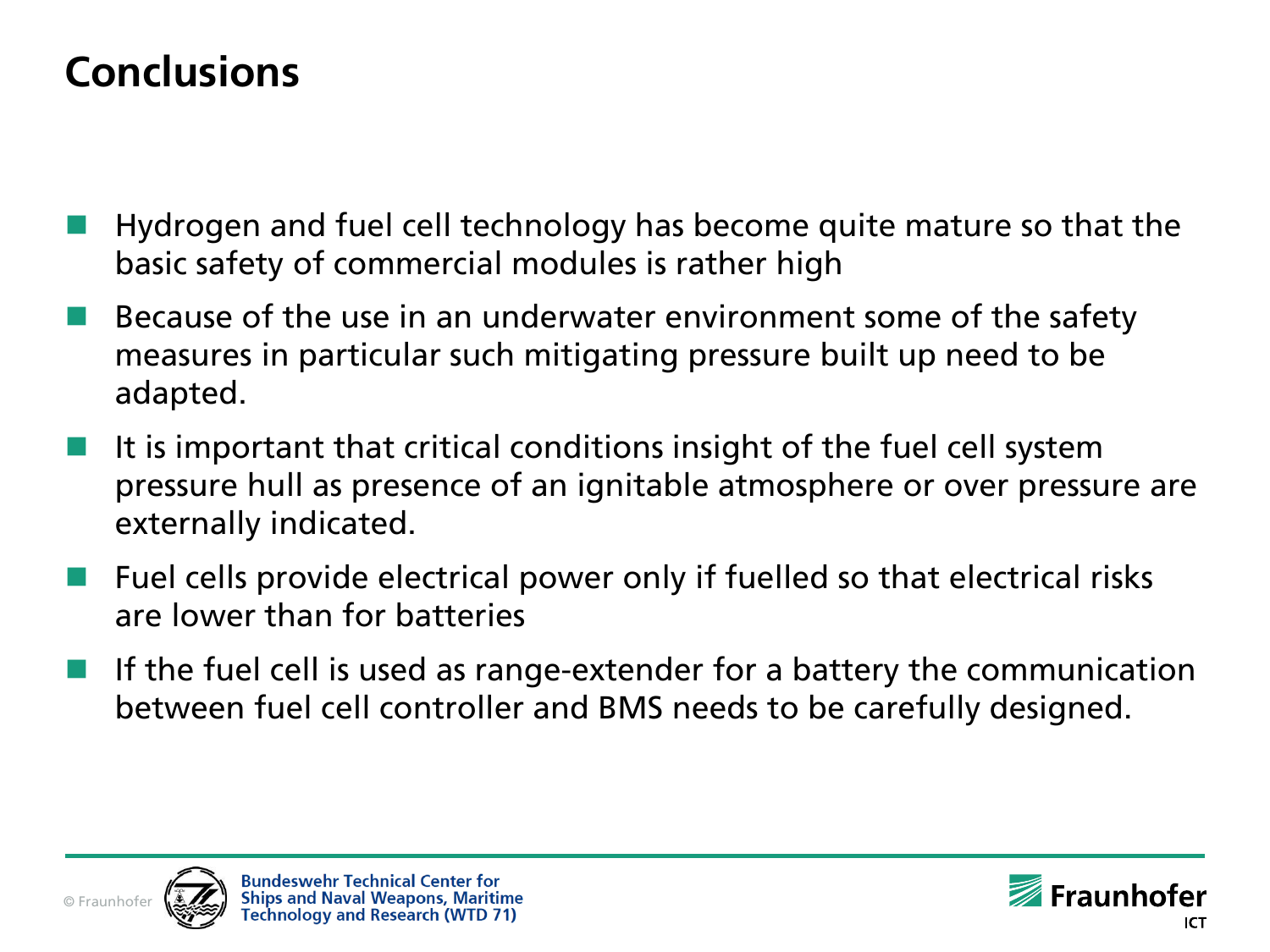# Conclusions

- Hydrogen and fuel cell technology has become quite mature so that the basic safety of commercial modules is rather high
- Because of the use in an underwater environment some of the safety measures in particular such mitigating pressure built up need to be adapted.
- It is important that critical conditions insight of the fuel cell system pressure hull as presence of an ignitable atmosphere or over pressure are externally indicated.
- Fuel cells provide electrical power only if fuelled so that electrical risks are lower than for batteries
- If the fuel cell is used as range-extender for a battery the communication between fuel cell controller and BMS needs to be carefully designed.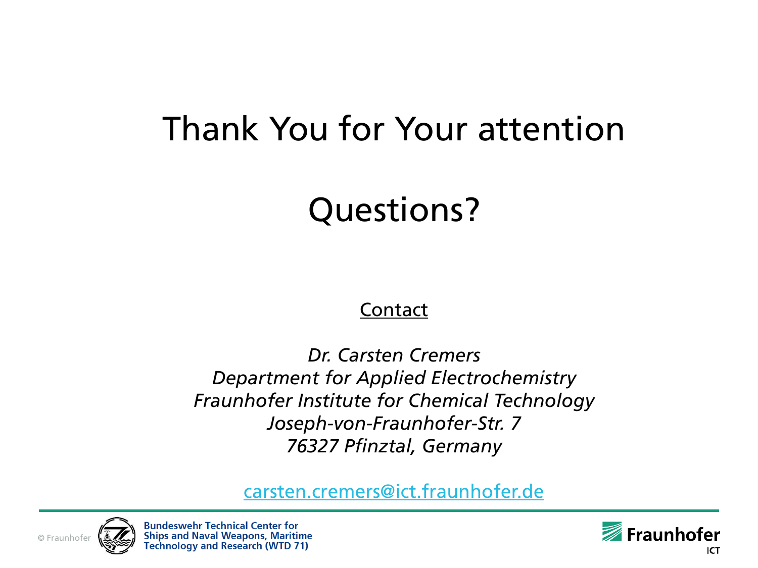# Thank You for Your attention

# Questions?

Contact

*Dr. Carsten Cremers*
*Department for Applied Electrochemistry*
*Fraunhofer Institute for Chemical Technology*
*Joseph-von-Fraunhofer-Str. 7*
*76327 Pfinztal, Germany*

carsten.cremers@ict.fraunhofer.de

**Bundeswehr Technical Center for Ships and Naval Weapons, Maritime Technology and Research (WTD 71)**

Fraunhofer ICT